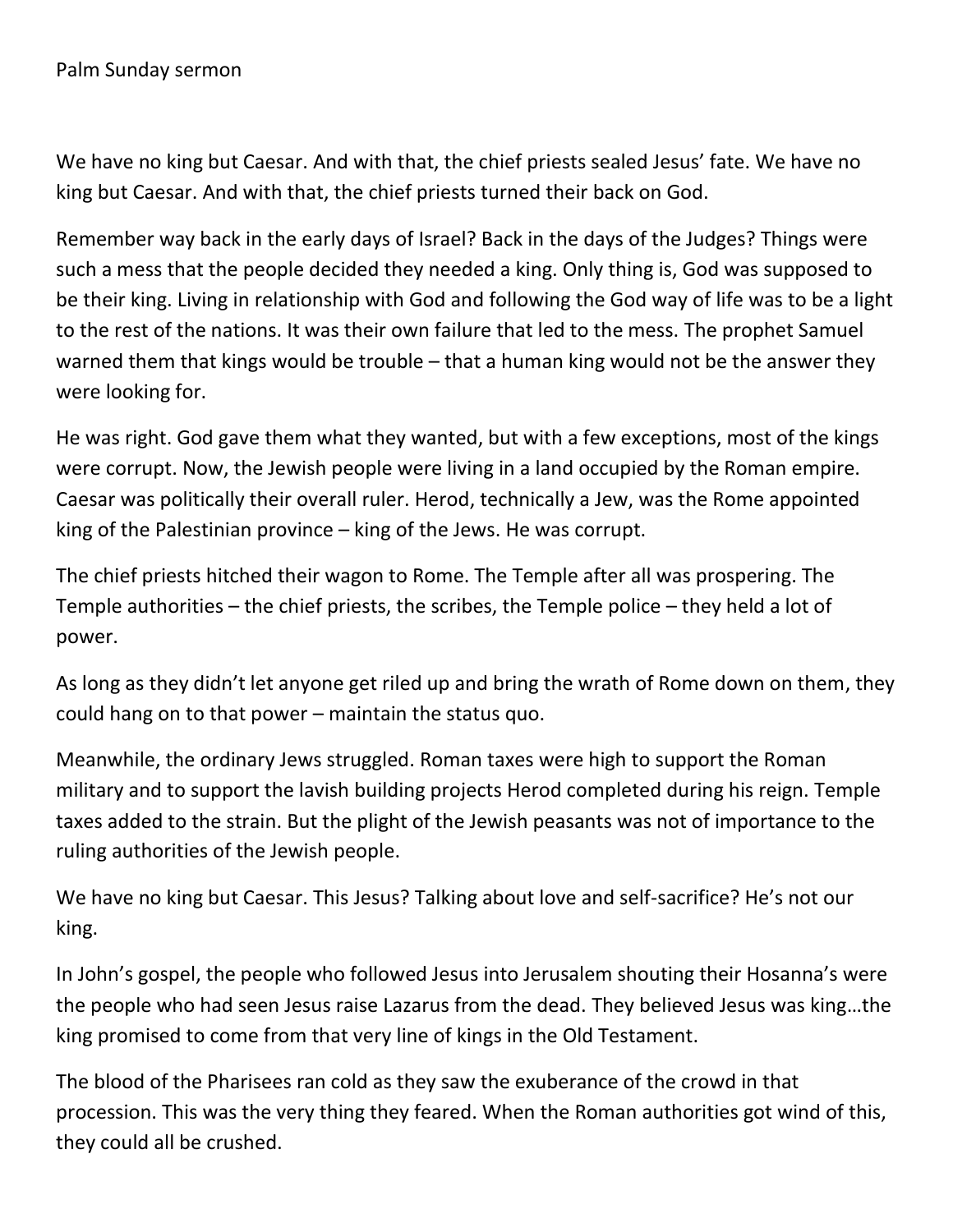Palm Sunday sermon

We have no king but Caesar. And with that, the chief priests sealed Jesus' fate. We have no king but Caesar. And with that, the chief priests turned their back on God.

Remember way back in the early days of Israel? Back in the days of the Judges? Things were such a mess that the people decided they needed a king. Only thing is, God was supposed to be their king. Living in relationship with God and following the God way of life was to be a light to the rest of the nations. It was their own failure that led to the mess. The prophet Samuel warned them that kings would be trouble – that a human king would not be the answer they were looking for.

He was right. God gave them what they wanted, but with a few exceptions, most of the kings were corrupt. Now, the Jewish people were living in a land occupied by the Roman empire. Caesar was politically their overall ruler. Herod, technically a Jew, was the Rome appointed king of the Palestinian province – king of the Jews. He was corrupt.

The chief priests hitched their wagon to Rome. The Temple after all was prospering. The Temple authorities – the chief priests, the scribes, the Temple police – they held a lot of power.

As long as they didn't let anyone get riled up and bring the wrath of Rome down on them, they could hang on to that power – maintain the status quo.

Meanwhile, the ordinary Jews struggled. Roman taxes were high to support the Roman military and to support the lavish building projects Herod completed during his reign. Temple taxes added to the strain. But the plight of the Jewish peasants was not of importance to the ruling authorities of the Jewish people.

We have no king but Caesar. This Jesus? Talking about love and self-sacrifice? He's not our king.

In John's gospel, the people who followed Jesus into Jerusalem shouting their Hosanna's were the people who had seen Jesus raise Lazarus from the dead. They believed Jesus was king…the king promised to come from that very line of kings in the Old Testament.

The blood of the Pharisees ran cold as they saw the exuberance of the crowd in that procession. This was the very thing they feared. When the Roman authorities got wind of this, they could all be crushed.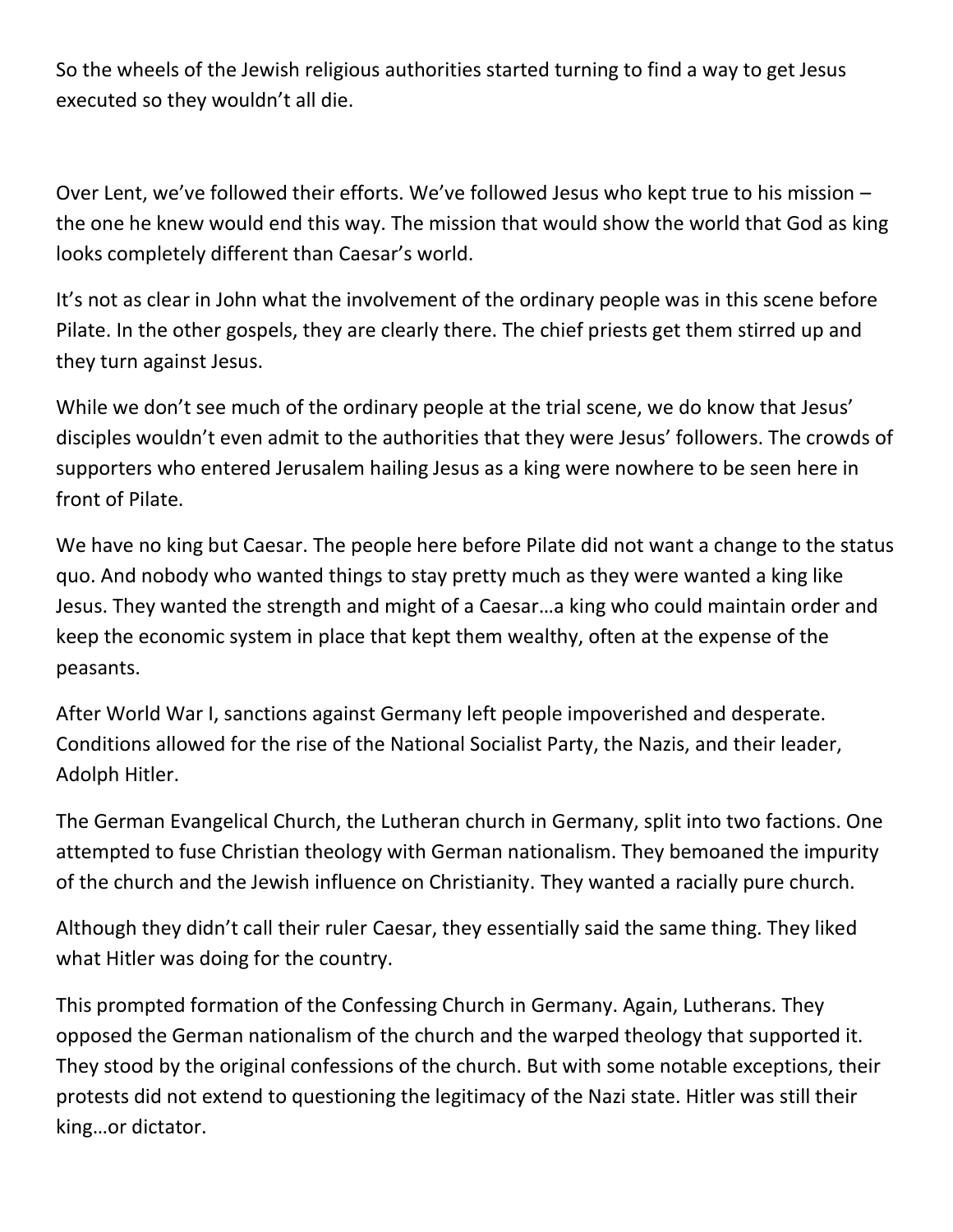So the wheels of the Jewish religious authorities started turning to find a way to get Jesus executed so they wouldn't all die.

Over Lent, we've followed their efforts. We've followed Jesus who kept true to his mission – the one he knew would end this way. The mission that would show the world that God as king looks completely different than Caesar's world.

It's not as clear in John what the involvement of the ordinary people was in this scene before Pilate. In the other gospels, they are clearly there. The chief priests get them stirred up and they turn against Jesus.

While we don't see much of the ordinary people at the trial scene, we do know that Jesus' disciples wouldn't even admit to the authorities that they were Jesus' followers. The crowds of supporters who entered Jerusalem hailing Jesus as a king were nowhere to be seen here in front of Pilate.

We have no king but Caesar. The people here before Pilate did not want a change to the status quo. And nobody who wanted things to stay pretty much as they were wanted a king like Jesus. They wanted the strength and might of a Caesar…a king who could maintain order and keep the economic system in place that kept them wealthy, often at the expense of the peasants.

After World War I, sanctions against Germany left people impoverished and desperate. Conditions allowed for the rise of the National Socialist Party, the Nazis, and their leader, Adolph Hitler.

The German Evangelical Church, the Lutheran church in Germany, split into two factions. One attempted to fuse Christian theology with German nationalism. They bemoaned the impurity of the church and the Jewish influence on Christianity. They wanted a racially pure church.

Although they didn't call their ruler Caesar, they essentially said the same thing. They liked what Hitler was doing for the country.

This prompted formation of the Confessing Church in Germany. Again, Lutherans. They opposed the German nationalism of the church and the warped theology that supported it. They stood by the original confessions of the church. But with some notable exceptions, their protests did not extend to questioning the legitimacy of the Nazi state. Hitler was still their king…or dictator.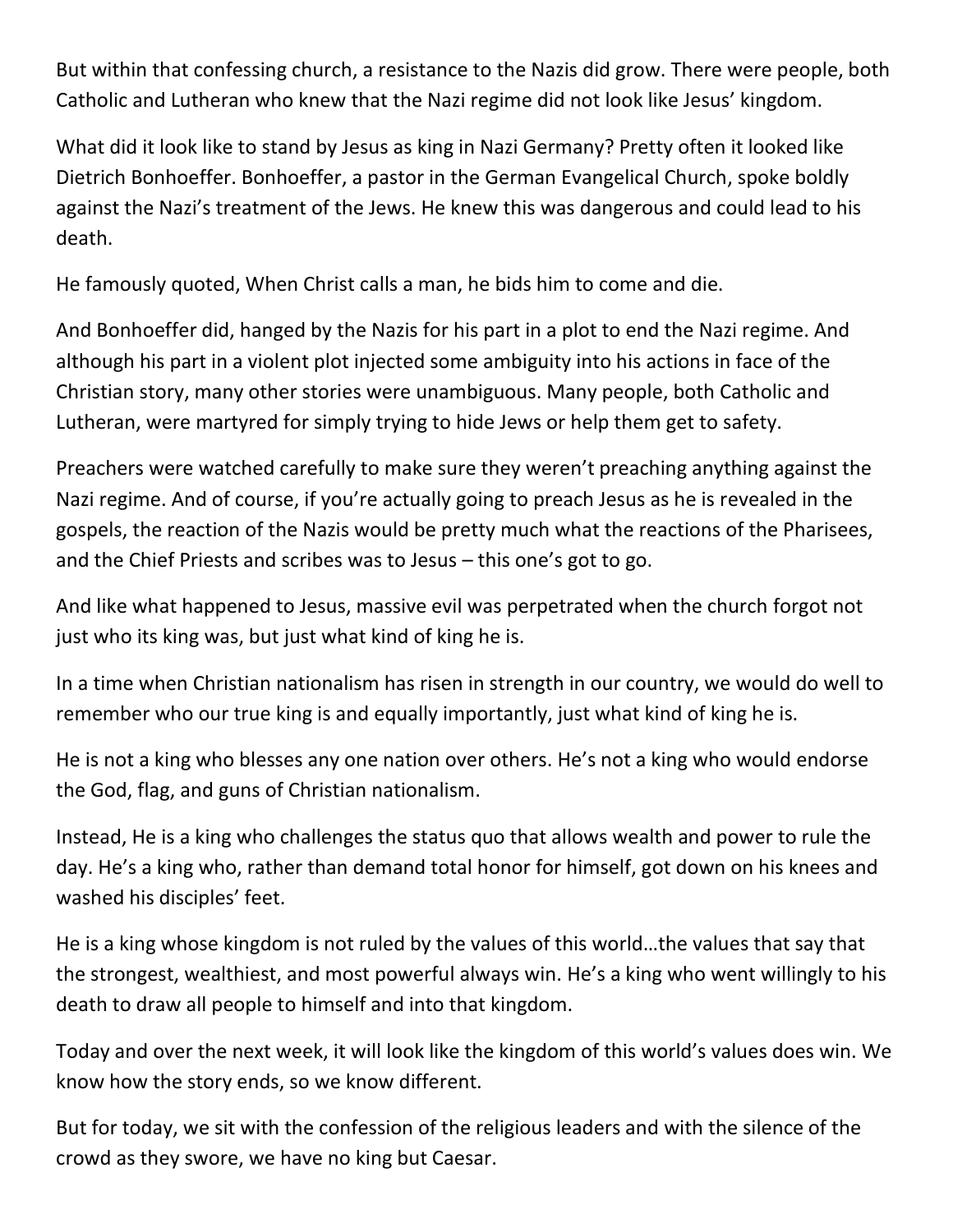But within that confessing church, a resistance to the Nazis did grow. There were people, both Catholic and Lutheran who knew that the Nazi regime did not look like Jesus' kingdom.

What did it look like to stand by Jesus as king in Nazi Germany? Pretty often it looked like Dietrich Bonhoeffer. Bonhoeffer, a pastor in the German Evangelical Church, spoke boldly against the Nazi's treatment of the Jews. He knew this was dangerous and could lead to his death.

He famously quoted, When Christ calls a man, he bids him to come and die.

And Bonhoeffer did, hanged by the Nazis for his part in a plot to end the Nazi regime. And although his part in a violent plot injected some ambiguity into his actions in face of the Christian story, many other stories were unambiguous. Many people, both Catholic and Lutheran, were martyred for simply trying to hide Jews or help them get to safety.

Preachers were watched carefully to make sure they weren't preaching anything against the Nazi regime. And of course, if you're actually going to preach Jesus as he is revealed in the gospels, the reaction of the Nazis would be pretty much what the reactions of the Pharisees, and the Chief Priests and scribes was to Jesus – this one's got to go.

And like what happened to Jesus, massive evil was perpetrated when the church forgot not just who its king was, but just what kind of king he is.

In a time when Christian nationalism has risen in strength in our country, we would do well to remember who our true king is and equally importantly, just what kind of king he is.

He is not a king who blesses any one nation over others. He's not a king who would endorse the God, flag, and guns of Christian nationalism.

Instead, He is a king who challenges the status quo that allows wealth and power to rule the day. He's a king who, rather than demand total honor for himself, got down on his knees and washed his disciples' feet.

He is a king whose kingdom is not ruled by the values of this world…the values that say that the strongest, wealthiest, and most powerful always win. He's a king who went willingly to his death to draw all people to himself and into that kingdom.

Today and over the next week, it will look like the kingdom of this world's values does win. We know how the story ends, so we know different.

But for today, we sit with the confession of the religious leaders and with the silence of the crowd as they swore, we have no king but Caesar.